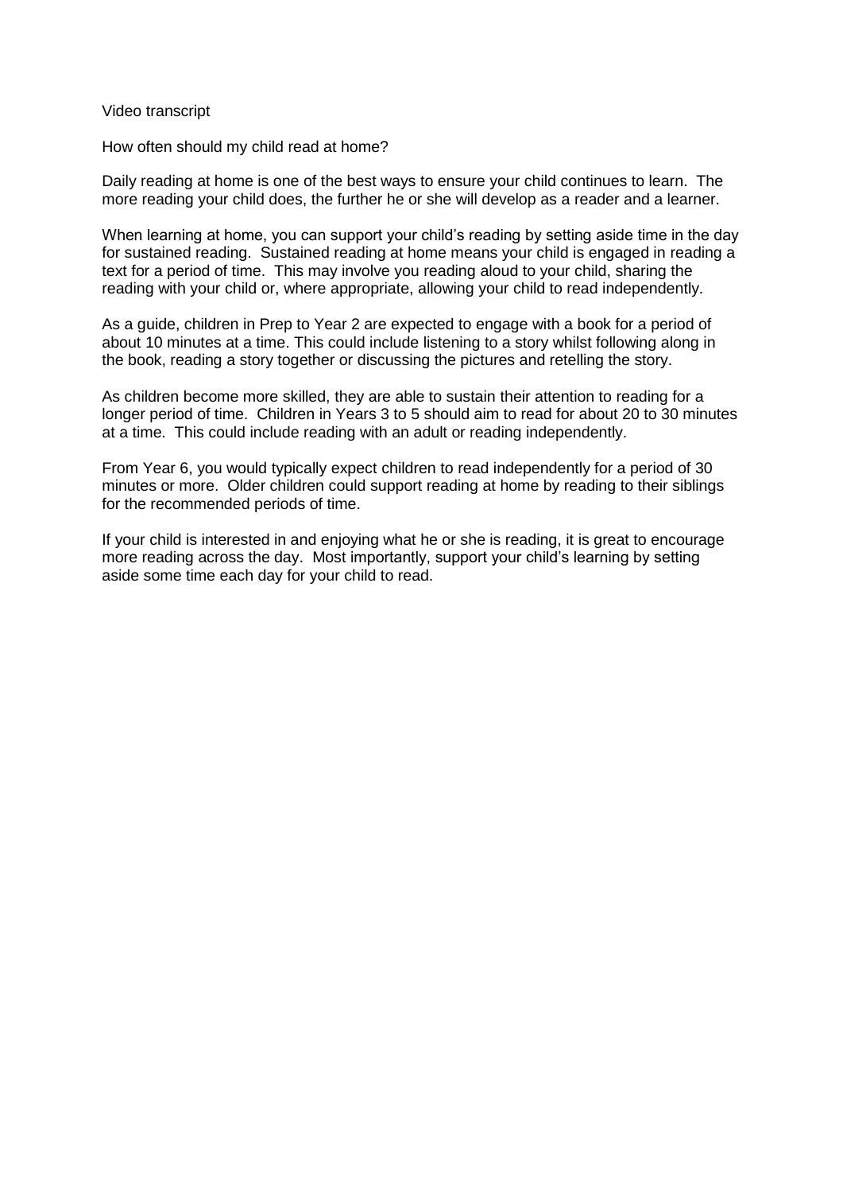Video transcript

## How often should my child read at home?

Daily reading at home is one of the best ways to ensure your child continues to learn. The more reading your child does, the further he or she will develop as a reader and a learner.

When learning at home, you can support your child's reading by setting aside time in the day for sustained reading. Sustained reading at home means your child is engaged in reading a text for a period of time. This may involve you reading aloud to your child, sharing the reading with your child or, where appropriate, allowing your child to read independently.

As a guide, children in Prep to Year 2 are expected to engage with a book for a period of about 10 minutes at a time. This could include listening to a story whilst following along in the book, reading a story together or discussing the pictures and retelling the story.

As children become more skilled, they are able to sustain their attention to reading for a longer period of time. Children in Years 3 to 5 should aim to read for about 20 to 30 minutes at a time. This could include reading with an adult or reading independently.

From Year 6, you would typically expect children to read independently for a period of 30 minutes or more. Older children could support reading at home by reading to their siblings for the recommended periods of time.

If your child is interested in and enjoying what he or she is reading, it is great to encourage more reading across the day. Most importantly, support your child's learning by setting aside some time each day for your child to read.